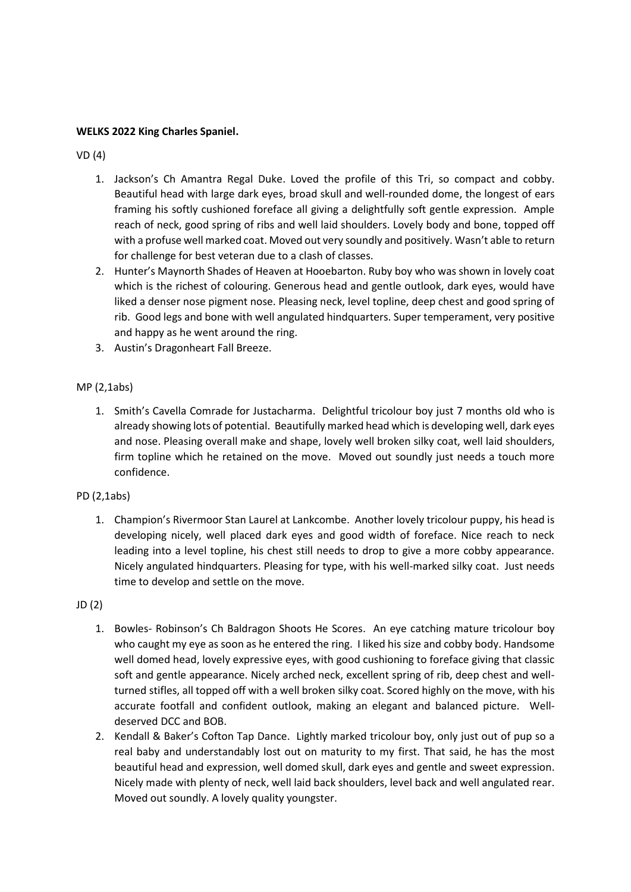**WELKS 2022 King Charles Spaniel.**

VD (4)

1. Jackson's Ch Amantra Regal Duke. Loved the profile of this Tri, so compact and cobby. Beautiful head with large dark eyes, broad skull and well-rounded dome, the longest of ears framing his softly cushioned foreface all giving a delightfully soft gentle expression. Ample reach of neck, good spring of ribs and well laid shoulders. Lovely body and bone, topped off with a profuse well marked coat. Moved out very soundly and positively. Wasn't able to return for challenge for best veteran due to a clash of classes.
2. Hunter's Maynorth Shades of Heaven at Hooebarton. Ruby boy who was shown in lovely coat which is the richest of colouring. Generous head and gentle outlook, dark eyes, would have liked a denser nose pigment nose. Pleasing neck, level topline, deep chest and good spring of rib. Good legs and bone with well angulated hindquarters. Super temperament, very positive and happy as he went around the ring.
3. Austin's Dragonheart Fall Breeze.

MP (2,1abs)

1. Smith's Cavella Comrade for Justacharma. Delightful tricolour boy just 7 months old who is already showing lots of potential. Beautifully marked head which is developing well, dark eyes and nose. Pleasing overall make and shape, lovely well broken silky coat, well laid shoulders, firm topline which he retained on the move. Moved out soundly just needs a touch more confidence.

PD (2,1abs)

1. Champion's Rivermoor Stan Laurel at Lankcombe. Another lovely tricolour puppy, his head is developing nicely, well placed dark eyes and good width of foreface. Nice reach to neck leading into a level topline, his chest still needs to drop to give a more cobby appearance. Nicely angulated hindquarters. Pleasing for type, with his well-marked silky coat. Just needs time to develop and settle on the move.

JD (2)

1. Bowles- Robinson's Ch Baldragon Shoots He Scores. An eye catching mature tricolour boy who caught my eye as soon as he entered the ring. I liked his size and cobby body. Handsome well domed head, lovely expressive eyes, with good cushioning to foreface giving that classic soft and gentle appearance. Nicely arched neck, excellent spring of rib, deep chest and well-turned stifles, all topped off with a well broken silky coat. Scored highly on the move, with his accurate footfall and confident outlook, making an elegant and balanced picture. Well-deserved DCC and BOB.
2. Kendall & Baker's Cofton Tap Dance. Lightly marked tricolour boy, only just out of pup so a real baby and understandably lost out on maturity to my first. That said, he has the most beautiful head and expression, well domed skull, dark eyes and gentle and sweet expression. Nicely made with plenty of neck, well laid back shoulders, level back and well angulated rear. Moved out soundly. A lovely quality youngster.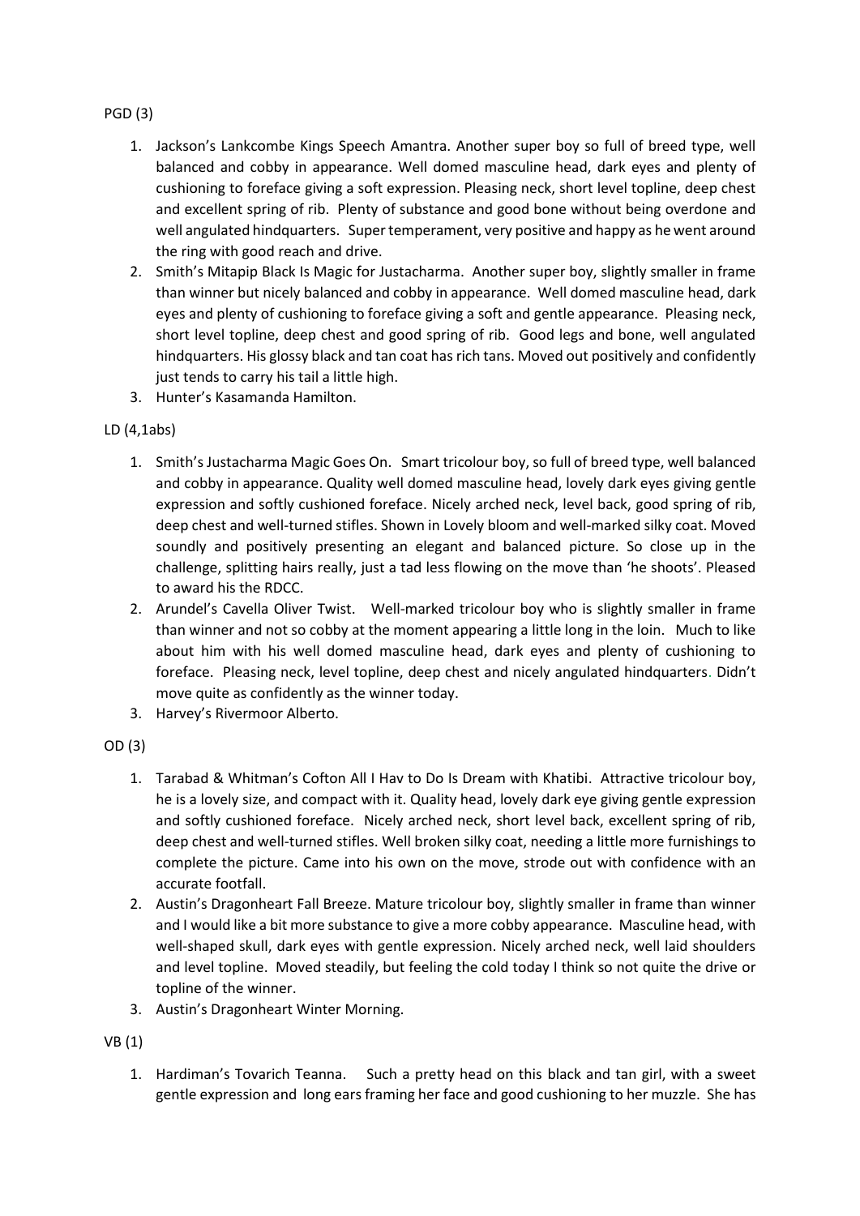PGD (3)

1. Jackson's Lankcombe Kings Speech Amantra. Another super boy so full of breed type, well balanced and cobby in appearance. Well domed masculine head, dark eyes and plenty of cushioning to foreface giving a soft expression. Pleasing neck, short level topline, deep chest and excellent spring of rib. Plenty of substance and good bone without being overdone and well angulated hindquarters. Super temperament, very positive and happy as he went around the ring with good reach and drive.
2. Smith's Mitapip Black Is Magic for Justacharma. Another super boy, slightly smaller in frame than winner but nicely balanced and cobby in appearance. Well domed masculine head, dark eyes and plenty of cushioning to foreface giving a soft and gentle appearance. Pleasing neck, short level topline, deep chest and good spring of rib. Good legs and bone, well angulated hindquarters. His glossy black and tan coat has rich tans. Moved out positively and confidently just tends to carry his tail a little high.
3. Hunter's Kasamanda Hamilton.

LD (4,1abs)

1. Smith's Justacharma Magic Goes On. Smart tricolour boy, so full of breed type, well balanced and cobby in appearance. Quality well domed masculine head, lovely dark eyes giving gentle expression and softly cushioned foreface. Nicely arched neck, level back, good spring of rib, deep chest and well-turned stifles. Shown in Lovely bloom and well-marked silky coat. Moved soundly and positively presenting an elegant and balanced picture. So close up in the challenge, splitting hairs really, just a tad less flowing on the move than 'he shoots'. Pleased to award his the RDCC.
2. Arundel's Cavella Oliver Twist. Well-marked tricolour boy who is slightly smaller in frame than winner and not so cobby at the moment appearing a little long in the loin. Much to like about him with his well domed masculine head, dark eyes and plenty of cushioning to foreface. Pleasing neck, level topline, deep chest and nicely angulated hindquarters. Didn't move quite as confidently as the winner today.
3. Harvey's Rivermoor Alberto.

OD (3)

1. Tarabad & Whitman's Cofton All I Hav to Do Is Dream with Khatibi. Attractive tricolour boy, he is a lovely size, and compact with it. Quality head, lovely dark eye giving gentle expression and softly cushioned foreface. Nicely arched neck, short level back, excellent spring of rib, deep chest and well-turned stifles. Well broken silky coat, needing a little more furnishings to complete the picture. Came into his own on the move, strode out with confidence with an accurate footfall.
2. Austin's Dragonheart Fall Breeze. Mature tricolour boy, slightly smaller in frame than winner and I would like a bit more substance to give a more cobby appearance. Masculine head, with well-shaped skull, dark eyes with gentle expression. Nicely arched neck, well laid shoulders and level topline. Moved steadily, but feeling the cold today I think so not quite the drive or topline of the winner.
3. Austin's Dragonheart Winter Morning.

VB (1)

1. Hardiman's Tovarich Teanna. Such a pretty head on this black and tan girl, with a sweet gentle expression and long ears framing her face and good cushioning to her muzzle. She has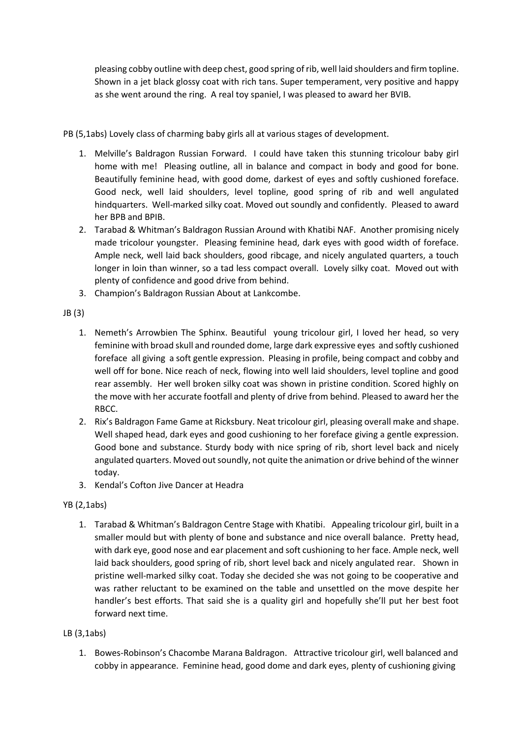pleasing cobby outline with deep chest, good spring of rib, well laid shoulders and firm topline. Shown in a jet black glossy coat with rich tans. Super temperament, very positive and happy as she went around the ring. A real toy spaniel, I was pleased to award her BVIB.

PB (5,1abs) Lovely class of charming baby girls all at various stages of development.

1. Melville's Baldragon Russian Forward. I could have taken this stunning tricolour baby girl home with me! Pleasing outline, all in balance and compact in body and good for bone. Beautifully feminine head, with good dome, darkest of eyes and softly cushioned foreface. Good neck, well laid shoulders, level topline, good spring of rib and well angulated hindquarters. Well-marked silky coat. Moved out soundly and confidently. Pleased to award her BPB and BPIB.
2. Tarabad & Whitman's Baldragon Russian Around with Khatibi NAF. Another promising nicely made tricolour youngster. Pleasing feminine head, dark eyes with good width of foreface. Ample neck, well laid back shoulders, good ribcage, and nicely angulated quarters, a touch longer in loin than winner, so a tad less compact overall. Lovely silky coat. Moved out with plenty of confidence and good drive from behind.
3. Champion's Baldragon Russian About at Lankcombe.

JB (3)

1. Nemeth's Arrowbien The Sphinx. Beautiful young tricolour girl, I loved her head, so very feminine with broad skull and rounded dome, large dark expressive eyes and softly cushioned foreface all giving a soft gentle expression. Pleasing in profile, being compact and cobby and well off for bone. Nice reach of neck, flowing into well laid shoulders, level topline and good rear assembly. Her well broken silky coat was shown in pristine condition. Scored highly on the move with her accurate footfall and plenty of drive from behind. Pleased to award her the RBCC.
2. Rix's Baldragon Fame Game at Ricksbury. Neat tricolour girl, pleasing overall make and shape. Well shaped head, dark eyes and good cushioning to her foreface giving a gentle expression. Good bone and substance. Sturdy body with nice spring of rib, short level back and nicely angulated quarters. Moved out soundly, not quite the animation or drive behind of the winner today.
3. Kendal's Cofton Jive Dancer at Headra

YB (2,1abs)

1. Tarabad & Whitman's Baldragon Centre Stage with Khatibi. Appealing tricolour girl, built in a smaller mould but with plenty of bone and substance and nice overall balance. Pretty head, with dark eye, good nose and ear placement and soft cushioning to her face. Ample neck, well laid back shoulders, good spring of rib, short level back and nicely angulated rear. Shown in pristine well-marked silky coat. Today she decided she was not going to be cooperative and was rather reluctant to be examined on the table and unsettled on the move despite her handler's best efforts. That said she is a quality girl and hopefully she'll put her best foot forward next time.

LB (3,1abs)

1. Bowes-Robinson's Chacombe Marana Baldragon. Attractive tricolour girl, well balanced and cobby in appearance. Feminine head, good dome and dark eyes, plenty of cushioning giving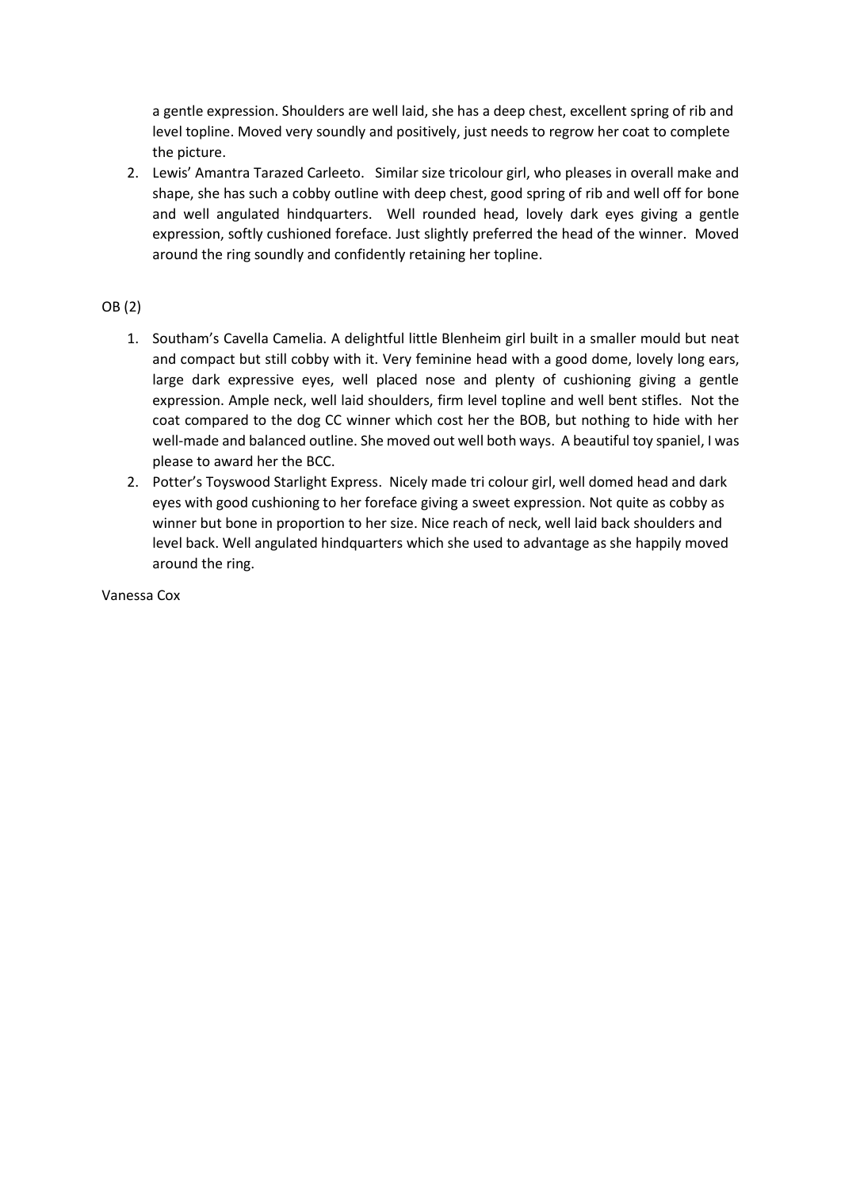a gentle expression. Shoulders are well laid, she has a deep chest, excellent spring of rib and level topline. Moved very soundly and positively, just needs to regrow her coat to complete the picture.

2. Lewis' Amantra Tarazed Carleeto. Similar size tricolour girl, who pleases in overall make and shape, she has such a cobby outline with deep chest, good spring of rib and well off for bone and well angulated hindquarters. Well rounded head, lovely dark eyes giving a gentle expression, softly cushioned foreface. Just slightly preferred the head of the winner. Moved around the ring soundly and confidently retaining her topline.

OB (2)

1. Southam's Cavella Camelia. A delightful little Blenheim girl built in a smaller mould but neat and compact but still cobby with it. Very feminine head with a good dome, lovely long ears, large dark expressive eyes, well placed nose and plenty of cushioning giving a gentle expression. Ample neck, well laid shoulders, firm level topline and well bent stifles. Not the coat compared to the dog CC winner which cost her the BOB, but nothing to hide with her well-made and balanced outline. She moved out well both ways. A beautiful toy spaniel, I was please to award her the BCC.
2. Potter's Toyswood Starlight Express. Nicely made tri colour girl, well domed head and dark eyes with good cushioning to her foreface giving a sweet expression. Not quite as cobby as winner but bone in proportion to her size. Nice reach of neck, well laid back shoulders and level back. Well angulated hindquarters which she used to advantage as she happily moved around the ring.

Vanessa Cox